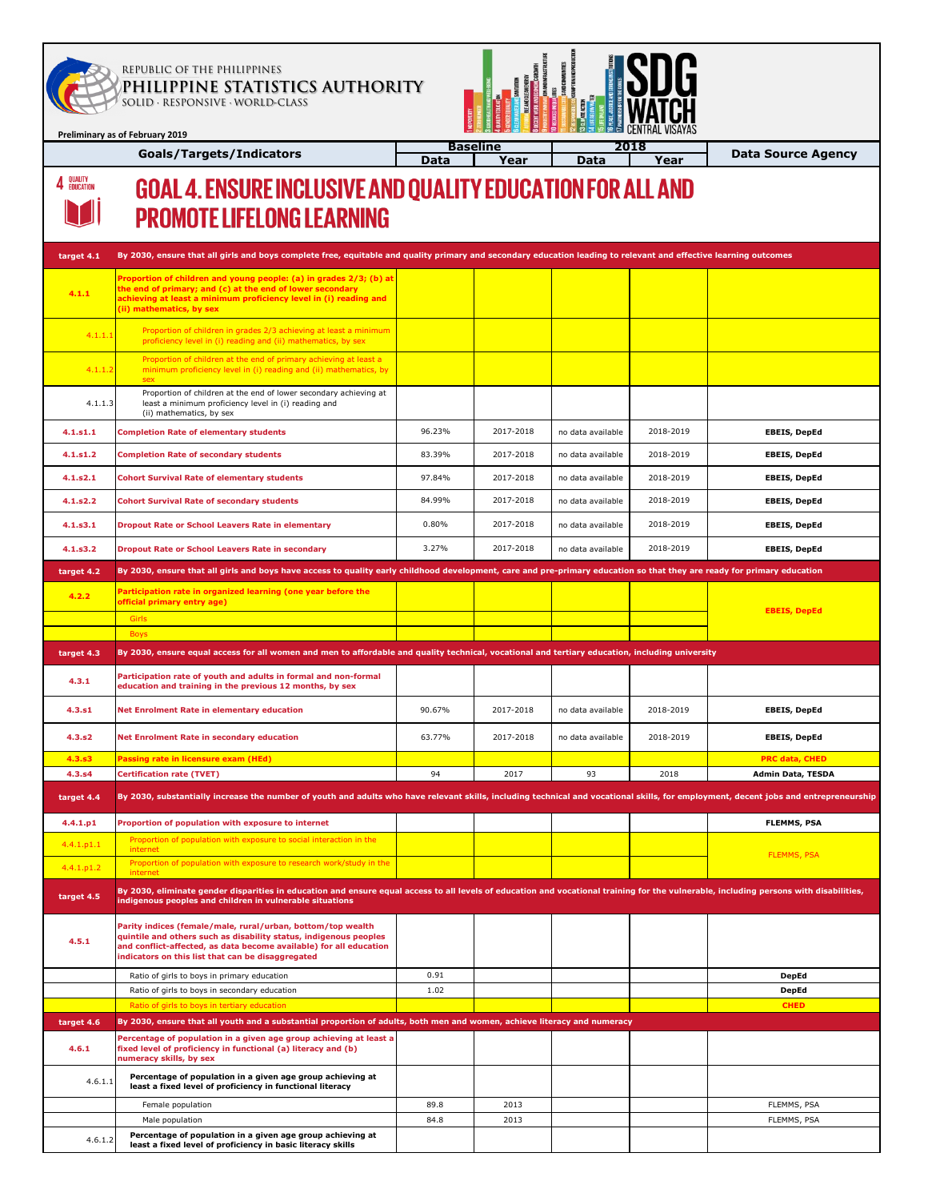REPUBLIC OF THE PHILIPPINES
PHILIPPINE STATISTICS AUTHORITY
SOLID · RESPONSIVE · WORLD-CLASS

SDG WATCH CENTRAL VISAYAS

Preliminary as of February 2019

| Goals/Targets/Indicators | | Baseline Data | Baseline Year | 2018 Data | 2018 Year | Data Source Agency |
|---|---|---|---|---|---|---|
| **GOAL 4. ENSURE INCLUSIVE AND QUALITY EDUCATION FOR ALL AND PROMOTE LIFELONG LEARNING** | | | | | | |
| **target 4.1** | **By 2030, ensure that all girls and boys complete free, equitable and quality primary and secondary education leading to relevant and effective learning outcomes** | | | | | |
| **4.1.1** | **Proportion of children and young people: (a) in grades 2/3; (b) at the end of primary; and (c) at the end of lower secondary achieving at least a minimum proficiency level in (i) reading and (ii) mathematics, by sex** | | | | | |
| 4.1.1.1 | Proportion of children in grades 2/3 achieving at least a minimum proficiency level in (i) reading and (ii) mathematics, by sex | | | | | |
| 4.1.1.2 | Proportion of children at the end of primary achieving at least a minimum proficiency level in (i) reading and (ii) mathematics, by sex | | | | | |
| 4.1.1.3 | Proportion of children at the end of lower secondary achieving at least a minimum proficiency level in (i) reading and (ii) mathematics, by sex | | | | | |
| **4.1.s1.1** | **Completion Rate of elementary students** | 96.23% | 2017-2018 | no data available | 2018-2019 | **EBEIS, DepEd** |
| **4.1.s1.2** | **Completion Rate of secondary students** | 83.39% | 2017-2018 | no data available | 2018-2019 | **EBEIS, DepEd** |
| **4.1.s2.1** | **Cohort Survival Rate of elementary students** | 97.84% | 2017-2018 | no data available | 2018-2019 | **EBEIS, DepEd** |
| **4.1.s2.2** | **Cohort Survival Rate of secondary students** | 84.99% | 2017-2018 | no data available | 2018-2019 | **EBEIS, DepEd** |
| **4.1.s3.1** | **Dropout Rate or School Leavers Rate in elementary** | 0.80% | 2017-2018 | no data available | 2018-2019 | **EBEIS, DepEd** |
| **4.1.s3.2** | **Dropout Rate or School Leavers Rate in secondary** | 3.27% | 2017-2018 | no data available | 2018-2019 | **EBEIS, DepEd** |
| **target 4.2** | **By 2030, ensure that all girls and boys have access to quality early childhood development, care and pre-primary education so that they are ready for primary education** | | | | | |
| **4.2.2** | **Participation rate in organized learning (one year before the official primary entry age)** | | | | | **EBEIS, DepEd** |
| | Girls | | | | | |
| | Boys | | | | | |
| **target 4.3** | **By 2030, ensure equal access for all women and men to affordable and quality technical, vocational and tertiary education, including university** | | | | | |
| **4.3.1** | **Participation rate of youth and adults in formal and non-formal education and training in the previous 12 months, by sex** | | | | | |
| **4.3.s1** | **Net Enrolment Rate in elementary education** | 90.67% | 2017-2018 | no data available | 2018-2019 | **EBEIS, DepEd** |
| **4.3.s2** | **Net Enrolment Rate in secondary education** | 63.77% | 2017-2018 | no data available | 2018-2019 | **EBEIS, DepEd** |
| **4.3.s3** | **Passing rate in licensure exam (HEd)** | | | | | **PRC data, CHED** |
| **4.3.s4** | **Certification rate (TVET)** | 94 | 2017 | 93 | 2018 | **Admin Data, TESDA** |
| **target 4.4** | **By 2030, substantially increase the number of youth and adults who have relevant skills, including technical and vocational skills, for employment, decent jobs and entrepreneurship** | | | | | |
| **4.4.1.p1** | **Proportion of population with exposure to internet** | | | | | **FLEMMS, PSA** |
| 4.4.1.p1.1 | Proportion of population with exposure to social interaction in the internet | | | | | FLEMMS, PSA |
| 4.4.1.p1.2 | Proportion of population with exposure to research work/study in the internet | | | | | |
| **target 4.5** | **By 2030, eliminate gender disparities in education and ensure equal access to all levels of education and vocational training for the vulnerable, including persons with disabilities, indigenous peoples and children in vulnerable situations** | | | | | |
| **4.5.1** | **Parity indices (female/male, rural/urban, bottom/top wealth quintile and others such as disability status, indigenous peoples and conflict-affected, as data become available) for all education indicators on this list that can be disaggregated** | | | | | |
| | Ratio of girls to boys in primary education | 0.91 | | | | **DepEd** |
| | Ratio of girls to boys in secondary education | 1.02 | | | | **DepEd** |
| | Ratio of girls to boys in tertiary education | | | | | **CHED** |
| **target 4.6** | **By 2030, ensure that all youth and a substantial proportion of adults, both men and women, achieve literacy and numeracy** | | | | | |
| **4.6.1** | **Percentage of population in a given age group achieving at least a fixed level of proficiency in functional (a) literacy and (b) numeracy skills, by sex** | | | | | |
| 4.6.1.1 | **Percentage of population in a given age group achieving at least a fixed level of proficiency in functional literacy** | | | | | |
| | Female population | 89.8 | 2013 | | | FLEMMS, PSA |
| | Male population | 84.8 | 2013 | | | FLEMMS, PSA |
| 4.6.1.2 | **Percentage of population in a given age group achieving at least a fixed level of proficiency in basic literacy skills** | | | | | |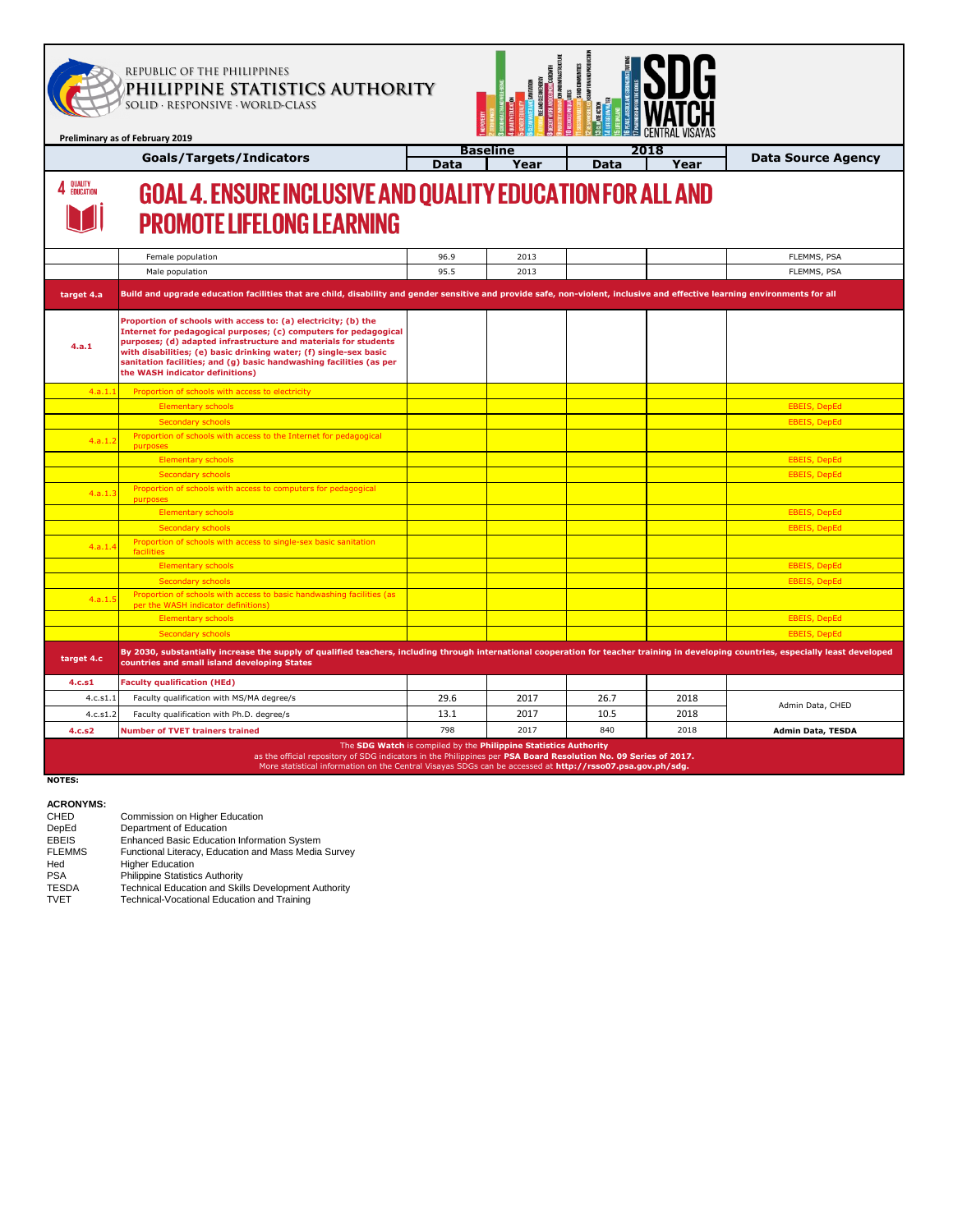REPUBLIC OF THE PHILIPPINES
PHILIPPINE STATISTICS AUTHORITY
SOLID · RESPONSIVE · WORLD-CLASS

SDG WATCH CENTRAL VISAYAS

Preliminary as of February 2019

| Goals/Targets/Indicators | | Baseline | | 2018 | | Data Source Agency |
|---|---|---|---|---|---|---|
| | | Data | Year | Data | Year | |
| **4 QUALITY EDUCATION** | **GOAL 4. ENSURE INCLUSIVE AND QUALITY EDUCATION FOR ALL AND PROMOTE LIFELONG LEARNING** | | | | | |
| | Female population | 96.9 | 2013 | | | FLEMMS, PSA |
| | Male population | 95.5 | 2013 | | | FLEMMS, PSA |
| **target 4.a** | **Build and upgrade education facilities that are child, disability and gender sensitive and provide safe, non-violent, inclusive and effective learning environments for all** | | | | | |
| **4.a.1** | **Proportion of schools with access to: (a) electricity; (b) the Internet for pedagogical purposes; (c) computers for pedagogical purposes; (d) adapted infrastructure and materials for students with disabilities; (e) basic drinking water; (f) single-sex basic sanitation facilities; and (g) basic handwashing facilities (as per the WASH indicator definitions)** | | | | | |
| 4.a.1.1 | Proportion of schools with access to electricity | | | | | |
| | Elementary schools | | | | | EBEIS, DepEd |
| | Secondary schools | | | | | EBEIS, DepEd |
| 4.a.1.2 | Proportion of schools with access to the Internet for pedagogical purposes | | | | | |
| | Elementary schools | | | | | EBEIS, DepEd |
| | Secondary schools | | | | | EBEIS, DepEd |
| 4.a.1.3 | Proportion of schools with access to computers for pedagogical purposes | | | | | |
| | Elementary schools | | | | | EBEIS, DepEd |
| | Secondary schools | | | | | EBEIS, DepEd |
| 4.a.1.4 | Proportion of schools with access to single-sex basic sanitation facilities | | | | | |
| | Elementary schools | | | | | EBEIS, DepEd |
| | Secondary schools | | | | | EBEIS, DepEd |
| 4.a.1.5 | Proportion of schools with access to basic handwashing facilities (as per the WASH indicator definitions) | | | | | |
| | Elementary schools | | | | | EBEIS, DepEd |
| | Secondary schools | | | | | EBEIS, DepEd |
| **target 4.c** | **By 2030, substantially increase the supply of qualified teachers, including through international cooperation for teacher training in developing countries, especially least developed countries and small island developing States** | | | | | |
| **4.c.s1** | **Faculty qualification (HEd)** | | | | | |
| 4.c.s1.1 | Faculty qualification with MS/MA degree/s | 29.6 | 2017 | 26.7 | 2018 | Admin Data, CHED |
| 4.c.s1.2 | Faculty qualification with Ph.D. degree/s | 13.1 | 2017 | 10.5 | 2018 | Admin Data, CHED |
| **4.c.s2** | **Number of TVET trainers trained** | 798 | 2017 | 840 | 2018 | **Admin Data, TESDA** |

The **SDG Watch** is compiled by the **Philippine Statistics Authority** as the official repository of SDG indicators in the Philippines per **PSA Board Resolution No. 09 Series of 2017.** More statistical information on the Central Visayas SDGs can be accessed at **http://rsso07.psa.gov.ph/sdg.**

**NOTES:**

**ACRONYMS:**

| | |
|---|---|
| CHED | Commission on Higher Education |
| DepEd | Department of Education |
| EBEIS | Enhanced Basic Education Information System |
| FLEMMS | Functional Literacy, Education and Mass Media Survey |
| Hed | Higher Education |
| PSA | Philippine Statistics Authority |
| TESDA | Technical Education and Skills Development Authority |
| TVET | Technical-Vocational Education and Training |